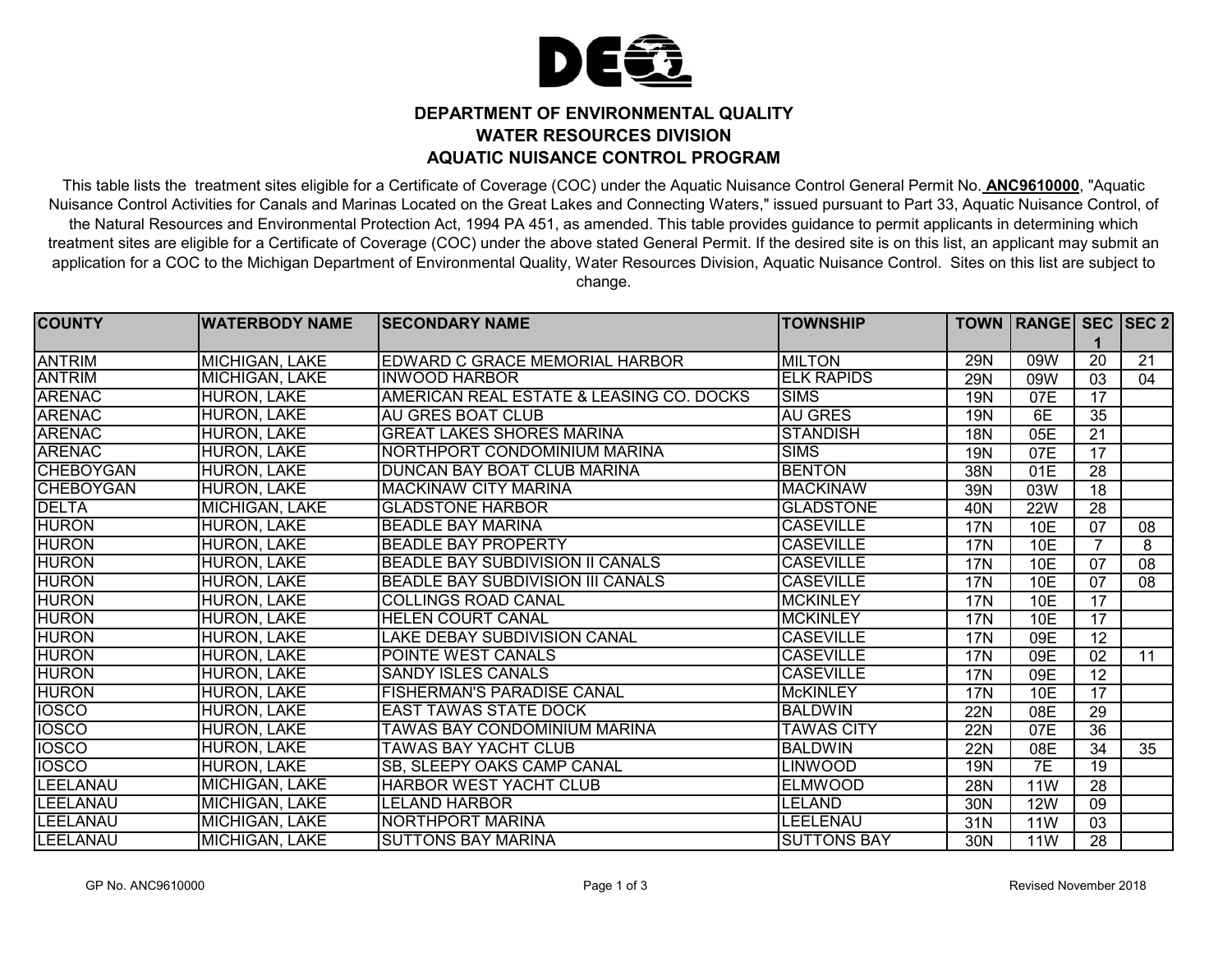# DEPARTMENT OF ENVIRONMENTAL QUALITY
## WATER RESOURCES DIVISION
## AQUATIC NUISANCE CONTROL PROGRAM

This table lists the treatment sites eligible for a Certificate of Coverage (COC) under the Aquatic Nuisance Control General Permit No. **ANC9610000**, "Aquatic Nuisance Control Activities for Canals and Marinas Located on the Great Lakes and Connecting Waters," issued pursuant to Part 33, Aquatic Nuisance Control, of the Natural Resources and Environmental Protection Act, 1994 PA 451, as amended. This table provides guidance to permit applicants in determining which treatment sites are eligible for a Certificate of Coverage (COC) under the above stated General Permit. If the desired site is on this list, an applicant may submit an application for a COC to the Michigan Department of Environmental Quality, Water Resources Division, Aquatic Nuisance Control. Sites on this list are subject to change.

| COUNTY | WATERBODY NAME | SECONDARY NAME | TOWNSHIP | TOWN | RANGE | SEC 1 | SEC 2 |
|---|---|---|---|---|---|---|---|
| ANTRIM | MICHIGAN, LAKE | EDWARD C GRACE MEMORIAL HARBOR | MILTON | 29N | 09W | 20 | 21 |
| ANTRIM | MICHIGAN, LAKE | INWOOD HARBOR | ELK RAPIDS | 29N | 09W | 03 | 04 |
| ARENAC | HURON, LAKE | AMERICAN REAL ESTATE & LEASING CO. DOCKS | SIMS | 19N | 07E | 17 | |
| ARENAC | HURON, LAKE | AU GRES BOAT CLUB | AU GRES | 19N | 6E | 35 | |
| ARENAC | HURON, LAKE | GREAT LAKES SHORES MARINA | STANDISH | 18N | 05E | 21 | |
| ARENAC | HURON, LAKE | NORTHPORT CONDOMINIUM MARINA | SIMS | 19N | 07E | 17 | |
| CHEBOYGAN | HURON, LAKE | DUNCAN BAY BOAT CLUB MARINA | BENTON | 38N | 01E | 28 | |
| CHEBOYGAN | HURON, LAKE | MACKINAW CITY MARINA | MACKINAW | 39N | 03W | 18 | |
| DELTA | MICHIGAN, LAKE | GLADSTONE HARBOR | GLADSTONE | 40N | 22W | 28 | |
| HURON | HURON, LAKE | BEADLE BAY MARINA | CASEVILLE | 17N | 10E | 07 | 08 |
| HURON | HURON, LAKE | BEADLE BAY PROPERTY | CASEVILLE | 17N | 10E | 7 | 8 |
| HURON | HURON, LAKE | BEADLE BAY SUBDIVISION II CANALS | CASEVILLE | 17N | 10E | 07 | 08 |
| HURON | HURON, LAKE | BEADLE BAY SUBDIVISION III CANALS | CASEVILLE | 17N | 10E | 07 | 08 |
| HURON | HURON, LAKE | COLLINGS ROAD CANAL | MCKINLEY | 17N | 10E | 17 | |
| HURON | HURON, LAKE | HELEN COURT CANAL | MCKINLEY | 17N | 10E | 17 | |
| HURON | HURON, LAKE | LAKE DEBAY SUBDIVISION CANAL | CASEVILLE | 17N | 09E | 12 | |
| HURON | HURON, LAKE | POINTE WEST CANALS | CASEVILLE | 17N | 09E | 02 | 11 |
| HURON | HURON, LAKE | SANDY ISLES CANALS | CASEVILLE | 17N | 09E | 12 | |
| HURON | HURON, LAKE | FISHERMAN'S PARADISE CANAL | McKINLEY | 17N | 10E | 17 | |
| IOSCO | HURON, LAKE | EAST TAWAS STATE DOCK | BALDWIN | 22N | 08E | 29 | |
| IOSCO | HURON, LAKE | TAWAS BAY CONDOMINIUM MARINA | TAWAS CITY | 22N | 07E | 36 | |
| IOSCO | HURON, LAKE | TAWAS BAY YACHT CLUB | BALDWIN | 22N | 08E | 34 | 35 |
| IOSCO | HURON, LAKE | SB, SLEEPY OAKS CAMP CANAL | LINWOOD | 19N | 7E | 19 | |
| LEELANAU | MICHIGAN, LAKE | HARBOR WEST YACHT CLUB | ELMWOOD | 28N | 11W | 28 | |
| LEELANAU | MICHIGAN, LAKE | LELAND HARBOR | LELAND | 30N | 12W | 09 | |
| LEELANAU | MICHIGAN, LAKE | NORTHPORT MARINA | LEELENAU | 31N | 11W | 03 | |
| LEELANAU | MICHIGAN, LAKE | SUTTONS BAY MARINA | SUTTONS BAY | 30N | 11W | 28 | |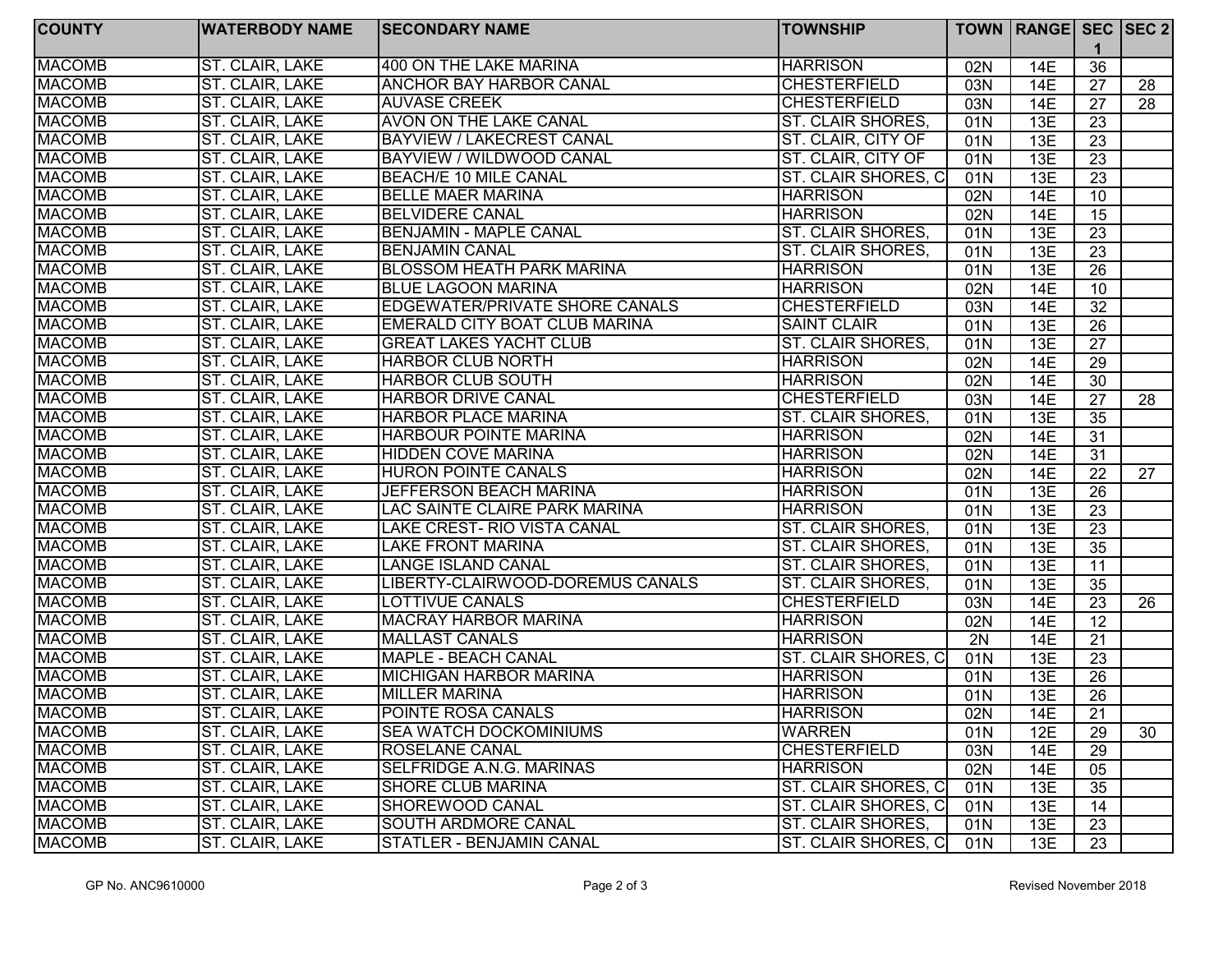| COUNTY | WATERBODY NAME | SECONDARY NAME | TOWNSHIP | TOWN | RANGE | SEC 1 | SEC 2 |
|---|---|---|---|---|---|---|---|
| MACOMB | ST. CLAIR, LAKE | 400 ON THE LAKE MARINA | HARRISON | 02N | 14E | 36 | |
| MACOMB | ST. CLAIR, LAKE | ANCHOR BAY HARBOR CANAL | CHESTERFIELD | 03N | 14E | 27 | 28 |
| MACOMB | ST. CLAIR, LAKE | AUVASE CREEK | CHESTERFIELD | 03N | 14E | 27 | 28 |
| MACOMB | ST. CLAIR, LAKE | AVON ON THE LAKE CANAL | ST. CLAIR SHORES, | 01N | 13E | 23 | |
| MACOMB | ST. CLAIR, LAKE | BAYVIEW / LAKECREST CANAL | ST. CLAIR, CITY OF | 01N | 13E | 23 | |
| MACOMB | ST. CLAIR, LAKE | BAYVIEW / WILDWOOD CANAL | ST. CLAIR, CITY OF | 01N | 13E | 23 | |
| MACOMB | ST. CLAIR, LAKE | BEACH/E 10 MILE CANAL | ST. CLAIR SHORES, C | 01N | 13E | 23 | |
| MACOMB | ST. CLAIR, LAKE | BELLE MAER MARINA | HARRISON | 02N | 14E | 10 | |
| MACOMB | ST. CLAIR, LAKE | BELVIDERE CANAL | HARRISON | 02N | 14E | 15 | |
| MACOMB | ST. CLAIR, LAKE | BENJAMIN - MAPLE CANAL | ST. CLAIR SHORES, | 01N | 13E | 23 | |
| MACOMB | ST. CLAIR, LAKE | BENJAMIN CANAL | ST. CLAIR SHORES, | 01N | 13E | 23 | |
| MACOMB | ST. CLAIR, LAKE | BLOSSOM HEATH PARK MARINA | HARRISON | 01N | 13E | 26 | |
| MACOMB | ST. CLAIR, LAKE | BLUE LAGOON MARINA | HARRISON | 02N | 14E | 10 | |
| MACOMB | ST. CLAIR, LAKE | EDGEWATER/PRIVATE SHORE CANALS | CHESTERFIELD | 03N | 14E | 32 | |
| MACOMB | ST. CLAIR, LAKE | EMERALD CITY BOAT CLUB MARINA | SAINT CLAIR | 01N | 13E | 26 | |
| MACOMB | ST. CLAIR, LAKE | GREAT LAKES YACHT CLUB | ST. CLAIR SHORES, | 01N | 13E | 27 | |
| MACOMB | ST. CLAIR, LAKE | HARBOR CLUB NORTH | HARRISON | 02N | 14E | 29 | |
| MACOMB | ST. CLAIR, LAKE | HARBOR CLUB SOUTH | HARRISON | 02N | 14E | 30 | |
| MACOMB | ST. CLAIR, LAKE | HARBOR DRIVE CANAL | CHESTERFIELD | 03N | 14E | 27 | 28 |
| MACOMB | ST. CLAIR, LAKE | HARBOR PLACE MARINA | ST. CLAIR SHORES, | 01N | 13E | 35 | |
| MACOMB | ST. CLAIR, LAKE | HARBOUR POINTE MARINA | HARRISON | 02N | 14E | 31 | |
| MACOMB | ST. CLAIR, LAKE | HIDDEN COVE MARINA | HARRISON | 02N | 14E | 31 | |
| MACOMB | ST. CLAIR, LAKE | HURON POINTE CANALS | HARRISON | 02N | 14E | 22 | 27 |
| MACOMB | ST. CLAIR, LAKE | JEFFERSON BEACH MARINA | HARRISON | 01N | 13E | 26 | |
| MACOMB | ST. CLAIR, LAKE | LAC SAINTE CLAIRE PARK MARINA | HARRISON | 01N | 13E | 23 | |
| MACOMB | ST. CLAIR, LAKE | LAKE CREST- RIO VISTA CANAL | ST. CLAIR SHORES, | 01N | 13E | 23 | |
| MACOMB | ST. CLAIR, LAKE | LAKE FRONT MARINA | ST. CLAIR SHORES, | 01N | 13E | 35 | |
| MACOMB | ST. CLAIR, LAKE | LANGE ISLAND CANAL | ST. CLAIR SHORES, | 01N | 13E | 11 | |
| MACOMB | ST. CLAIR, LAKE | LIBERTY-CLAIRWOOD-DOREMUS CANALS | ST. CLAIR SHORES, | 01N | 13E | 35 | |
| MACOMB | ST. CLAIR, LAKE | LOTTIVUE CANALS | CHESTERFIELD | 03N | 14E | 23 | 26 |
| MACOMB | ST. CLAIR, LAKE | MACRAY HARBOR MARINA | HARRISON | 02N | 14E | 12 | |
| MACOMB | ST. CLAIR, LAKE | MALLAST CANALS | HARRISON | 2N | 14E | 21 | |
| MACOMB | ST. CLAIR, LAKE | MAPLE - BEACH CANAL | ST. CLAIR SHORES, C | 01N | 13E | 23 | |
| MACOMB | ST. CLAIR, LAKE | MICHIGAN HARBOR MARINA | HARRISON | 01N | 13E | 26 | |
| MACOMB | ST. CLAIR, LAKE | MILLER MARINA | HARRISON | 01N | 13E | 26 | |
| MACOMB | ST. CLAIR, LAKE | POINTE ROSA CANALS | HARRISON | 02N | 14E | 21 | |
| MACOMB | ST. CLAIR, LAKE | SEA WATCH DOCKOMINIUMS | WARREN | 01N | 12E | 29 | 30 |
| MACOMB | ST. CLAIR, LAKE | ROSELANE CANAL | CHESTERFIELD | 03N | 14E | 29 | |
| MACOMB | ST. CLAIR, LAKE | SELFRIDGE A.N.G. MARINAS | HARRISON | 02N | 14E | 05 | |
| MACOMB | ST. CLAIR, LAKE | SHORE CLUB MARINA | ST. CLAIR SHORES, C | 01N | 13E | 35 | |
| MACOMB | ST. CLAIR, LAKE | SHOREWOOD CANAL | ST. CLAIR SHORES, C | 01N | 13E | 14 | |
| MACOMB | ST. CLAIR, LAKE | SOUTH ARDMORE CANAL | ST. CLAIR SHORES, | 01N | 13E | 23 | |
| MACOMB | ST. CLAIR, LAKE | STATLER - BENJAMIN CANAL | ST. CLAIR SHORES, C | 01N | 13E | 23 | |

GP No. ANC9610000 Revised November 2018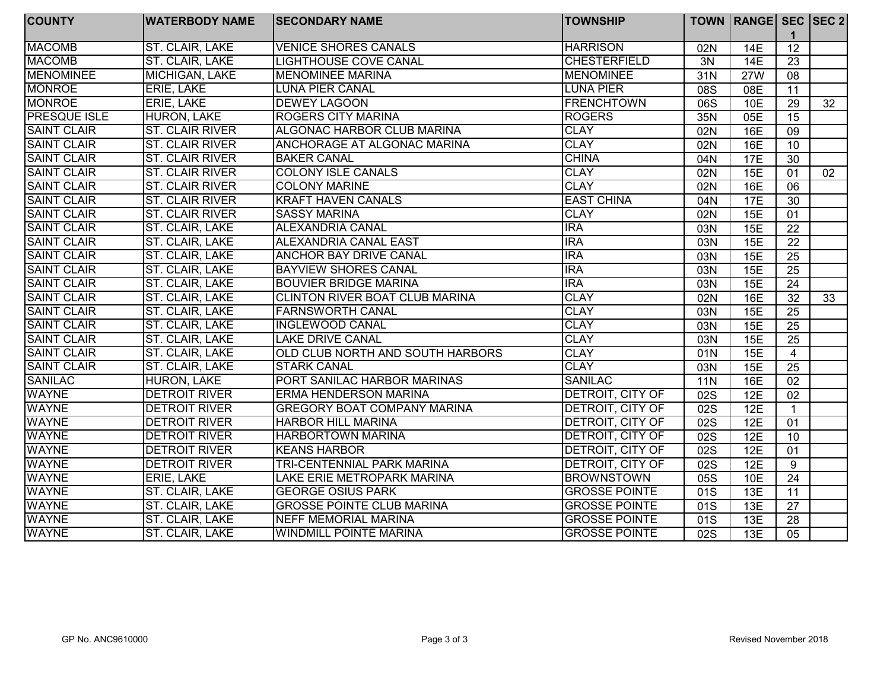| COUNTY | WATERBODY NAME | SECONDARY NAME | TOWNSHIP | TOWN | RANGE | SEC 1 | SEC 2 |
|---|---|---|---|---|---|---|---|
| MACOMB | ST. CLAIR, LAKE | VENICE SHORES CANALS | HARRISON | 02N | 14E | 12 | |
| MACOMB | ST. CLAIR, LAKE | LIGHTHOUSE COVE CANAL | CHESTERFIELD | 3N | 14E | 23 | |
| MENOMINEE | MICHIGAN, LAKE | MENOMINEE MARINA | MENOMINEE | 31N | 27W | 08 | |
| MONROE | ERIE, LAKE | LUNA PIER CANAL | LUNA PIER | 08S | 08E | 11 | |
| MONROE | ERIE, LAKE | DEWEY LAGOON | FRENCHTOWN | 06S | 10E | 29 | 32 |
| PRESQUE ISLE | HURON, LAKE | ROGERS CITY MARINA | ROGERS | 35N | 05E | 15 | |
| SAINT CLAIR | ST. CLAIR RIVER | ALGONAC HARBOR CLUB MARINA | CLAY | 02N | 16E | 09 | |
| SAINT CLAIR | ST. CLAIR RIVER | ANCHORAGE AT ALGONAC MARINA | CLAY | 02N | 16E | 10 | |
| SAINT CLAIR | ST. CLAIR RIVER | BAKER CANAL | CHINA | 04N | 17E | 30 | |
| SAINT CLAIR | ST. CLAIR RIVER | COLONY ISLE CANALS | CLAY | 02N | 15E | 01 | 02 |
| SAINT CLAIR | ST. CLAIR RIVER | COLONY MARINE | CLAY | 02N | 16E | 06 | |
| SAINT CLAIR | ST. CLAIR RIVER | KRAFT HAVEN CANALS | EAST CHINA | 04N | 17E | 30 | |
| SAINT CLAIR | ST. CLAIR RIVER | SASSY MARINA | CLAY | 02N | 15E | 01 | |
| SAINT CLAIR | ST. CLAIR, LAKE | ALEXANDRIA CANAL | IRA | 03N | 15E | 22 | |
| SAINT CLAIR | ST. CLAIR, LAKE | ALEXANDRIA CANAL EAST | IRA | 03N | 15E | 22 | |
| SAINT CLAIR | ST. CLAIR, LAKE | ANCHOR BAY DRIVE CANAL | IRA | 03N | 15E | 25 | |
| SAINT CLAIR | ST. CLAIR, LAKE | BAYVIEW SHORES CANAL | IRA | 03N | 15E | 25 | |
| SAINT CLAIR | ST. CLAIR, LAKE | BOUVIER BRIDGE MARINA | IRA | 03N | 15E | 24 | |
| SAINT CLAIR | ST. CLAIR, LAKE | CLINTON RIVER BOAT CLUB MARINA | CLAY | 02N | 16E | 32 | 33 |
| SAINT CLAIR | ST. CLAIR, LAKE | FARNSWORTH CANAL | CLAY | 03N | 15E | 25 | |
| SAINT CLAIR | ST. CLAIR, LAKE | INGLEWOOD CANAL | CLAY | 03N | 15E | 25 | |
| SAINT CLAIR | ST. CLAIR, LAKE | LAKE DRIVE CANAL | CLAY | 03N | 15E | 25 | |
| SAINT CLAIR | ST. CLAIR, LAKE | OLD CLUB NORTH AND SOUTH HARBORS | CLAY | 01N | 15E | 4 | |
| SAINT CLAIR | ST. CLAIR, LAKE | STARK CANAL | CLAY | 03N | 15E | 25 | |
| SANILAC | HURON, LAKE | PORT SANILAC HARBOR MARINAS | SANILAC | 11N | 16E | 02 | |
| WAYNE | DETROIT RIVER | ERMA HENDERSON MARINA | DETROIT, CITY OF | 02S | 12E | 02 | |
| WAYNE | DETROIT RIVER | GREGORY BOAT COMPANY MARINA | DETROIT, CITY OF | 02S | 12E | 1 | |
| WAYNE | DETROIT RIVER | HARBOR HILL MARINA | DETROIT, CITY OF | 02S | 12E | 01 | |
| WAYNE | DETROIT RIVER | HARBORTOWN MARINA | DETROIT, CITY OF | 02S | 12E | 10 | |
| WAYNE | DETROIT RIVER | KEANS HARBOR | DETROIT, CITY OF | 02S | 12E | 01 | |
| WAYNE | DETROIT RIVER | TRI-CENTENNIAL PARK MARINA | DETROIT, CITY OF | 02S | 12E | 9 | |
| WAYNE | ERIE, LAKE | LAKE ERIE METROPARK MARINA | BROWNSTOWN | 05S | 10E | 24 | |
| WAYNE | ST. CLAIR, LAKE | GEORGE OSIUS PARK | GROSSE POINTE | 01S | 13E | 11 | |
| WAYNE | ST. CLAIR, LAKE | GROSSE POINTE CLUB MARINA | GROSSE POINTE | 01S | 13E | 27 | |
| WAYNE | ST. CLAIR, LAKE | NEFF MEMORIAL MARINA | GROSSE POINTE | 01S | 13E | 28 | |
| WAYNE | ST. CLAIR, LAKE | WINDMILL POINTE MARINA | GROSSE POINTE | 02S | 13E | 05 | |

GP No. ANC9610000

Revised November 2018